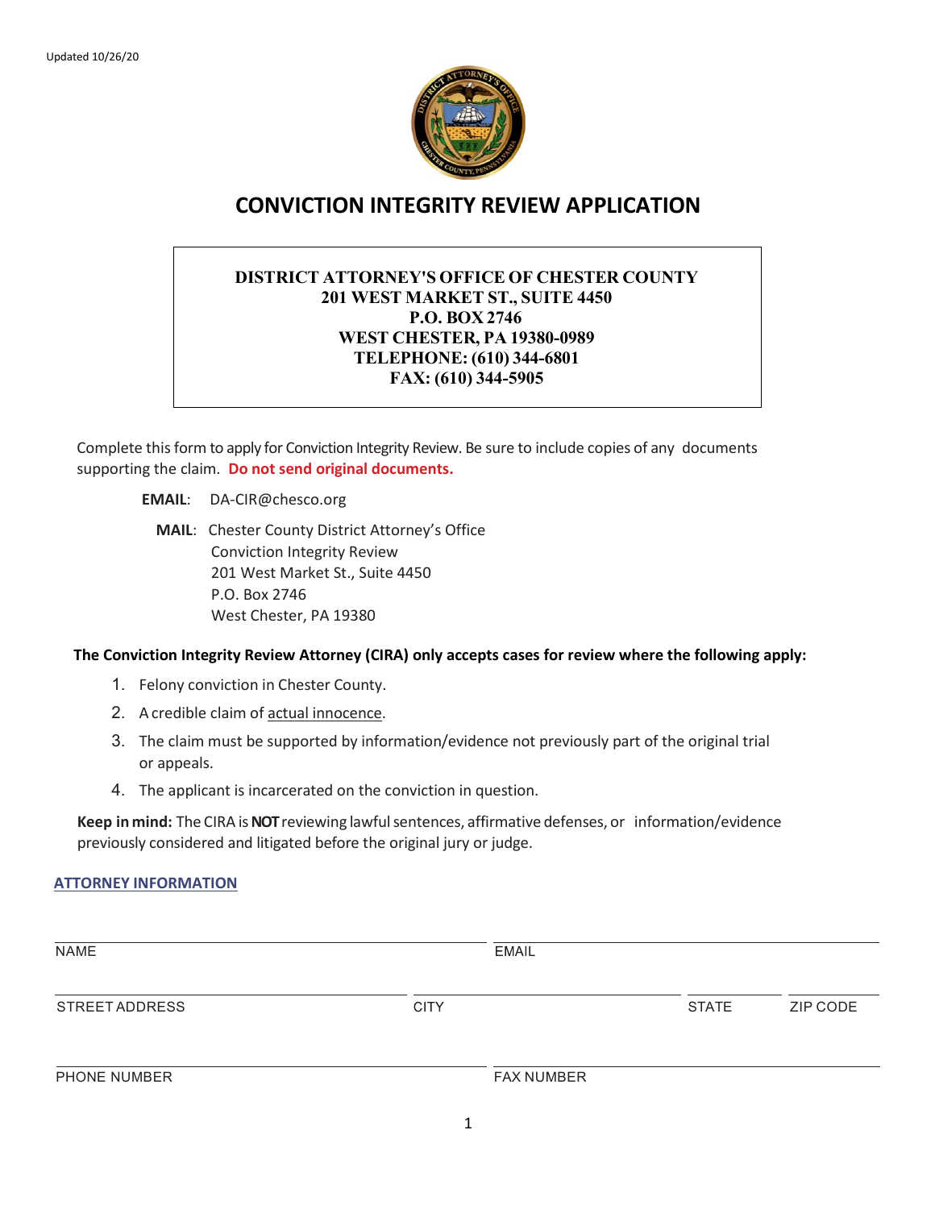Updated 10/26/20

# CONVICTION INTEGRITY REVIEW APPLICATION

**DISTRICT ATTORNEY'S OFFICE OF CHESTER COUNTY**
**201 WEST MARKET ST., SUITE 4450**
**P.O. BOX 2746**
**WEST CHESTER, PA 19380-0989**
**TELEPHONE: (610) 344-6801**
**FAX: (610) 344-5905**

Complete this form to apply for Conviction Integrity Review. Be sure to include copies of any documents supporting the claim. **Do not send original documents.**

**EMAIL**: DA-CIR@chesco.org

**MAIL**: Chester County District Attorney's Office
Conviction Integrity Review
201 West Market St., Suite 4450
P.O. Box 2746
West Chester, PA 19380

**The Conviction Integrity Review Attorney (CIRA) only accepts cases for review where the following apply:**

1. Felony conviction in Chester County.
2. A credible claim of actual innocence.
3. The claim must be supported by information/evidence not previously part of the original trial or appeals.
4. The applicant is incarcerated on the conviction in question.

**Keep in mind:** The CIRA is **NOT** reviewing lawful sentences, affirmative defenses, or information/evidence previously considered and litigated before the original jury or judge.

## ATTORNEY INFORMATION

| NAME | | | EMAIL |
|---|---|---|---|
| STREET ADDRESS | CITY | STATE | ZIP CODE |
| PHONE NUMBER | | | FAX NUMBER |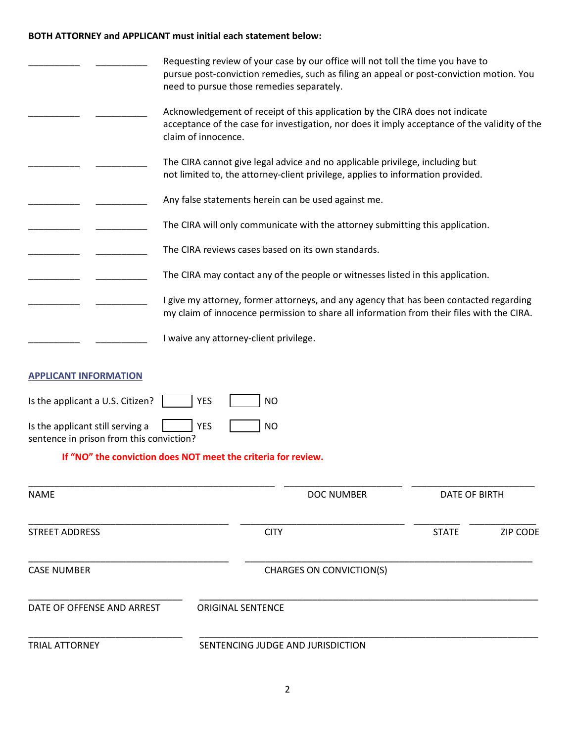**BOTH ATTORNEY and APPLICANT must initial each statement below:**

__________ __________ Requesting review of your case by our office will not toll the time you have to pursue post-conviction remedies, such as filing an appeal or post-conviction motion. You need to pursue those remedies separately.

__________ __________ Acknowledgement of receipt of this application by the CIRA does not indicate acceptance of the case for investigation, nor does it imply acceptance of the validity of the claim of innocence.

__________ __________ The CIRA cannot give legal advice and no applicable privilege, including but not limited to, the attorney-client privilege, applies to information provided.

__________ __________ Any false statements herein can be used against me.

__________ __________ The CIRA will only communicate with the attorney submitting this application.

__________ __________ The CIRA reviews cases based on its own standards.

__________ __________ The CIRA may contact any of the people or witnesses listed in this application.

__________ __________ I give my attorney, former attorneys, and any agency that has been contacted regarding my claim of innocence permission to share all information from their files with the CIRA.

__________ __________ I waive any attorney-client privilege.

## APPLICANT INFORMATION

Is the applicant a U.S. Citizen? ☐ YES ☐ NO

Is the applicant still serving a sentence in prison from this conviction? ☐ YES ☐ NO

**If "NO" the conviction does NOT meet the criteria for review.**

______________________________ ______________________________ ______________________________
NAME DOC NUMBER DATE OF BIRTH

______________________________ ______________________________ __________ __________
STREET ADDRESS CITY STATE ZIP CODE

______________________________ ______________________________
CASE NUMBER CHARGES ON CONVICTION(S)

______________________________ ______________________________
DATE OF OFFENSE AND ARREST ORIGINAL SENTENCE

______________________________ ______________________________
TRIAL ATTORNEY SENTENCING JUDGE AND JURISDICTION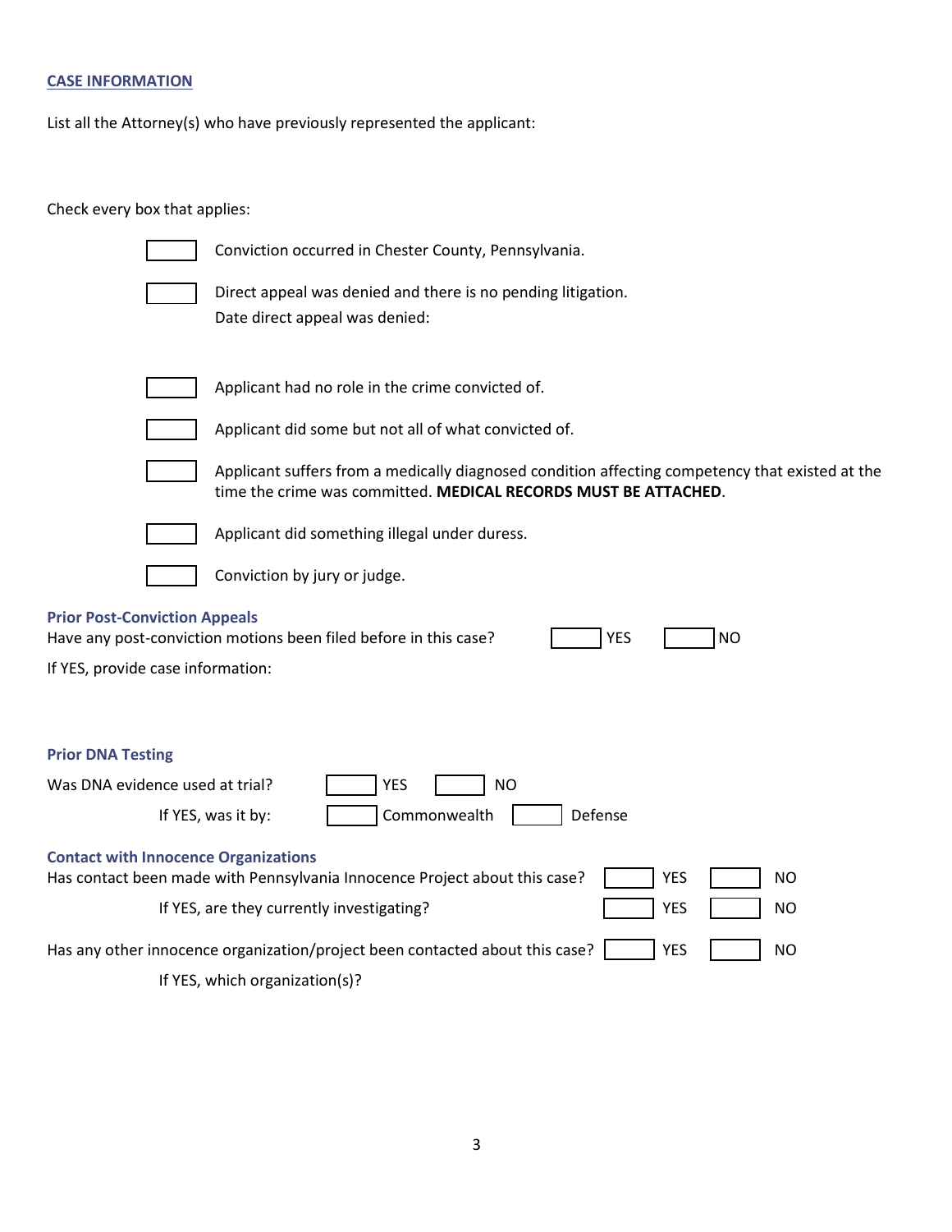## CASE INFORMATION

List all the Attorney(s) who have previously represented the applicant:

Check every box that applies:

- [ ] Conviction occurred in Chester County, Pennsylvania.
- [ ] Direct appeal was denied and there is no pending litigation.
  Date direct appeal was denied:
- [ ] Applicant had no role in the crime convicted of.
- [ ] Applicant did some but not all of what convicted of.
- [ ] Applicant suffers from a medically diagnosed condition affecting competency that existed at the time the crime was committed. **MEDICAL RECORDS MUST BE ATTACHED**.
- [ ] Applicant did something illegal under duress.
- [ ] Conviction by jury or judge.

### Prior Post-Conviction Appeals

Have any post-conviction motions been filed before in this case? [ ] YES [ ] NO

If YES, provide case information:

### Prior DNA Testing

Was DNA evidence used at trial? [ ] YES [ ] NO

If YES, was it by: [ ] Commonwealth [ ] Defense

### Contact with Innocence Organizations

Has contact been made with Pennsylvania Innocence Project about this case? [ ] YES [ ] NO

If YES, are they currently investigating? [ ] YES [ ] NO

Has any other innocence organization/project been contacted about this case? [ ] YES [ ] NO

If YES, which organization(s)?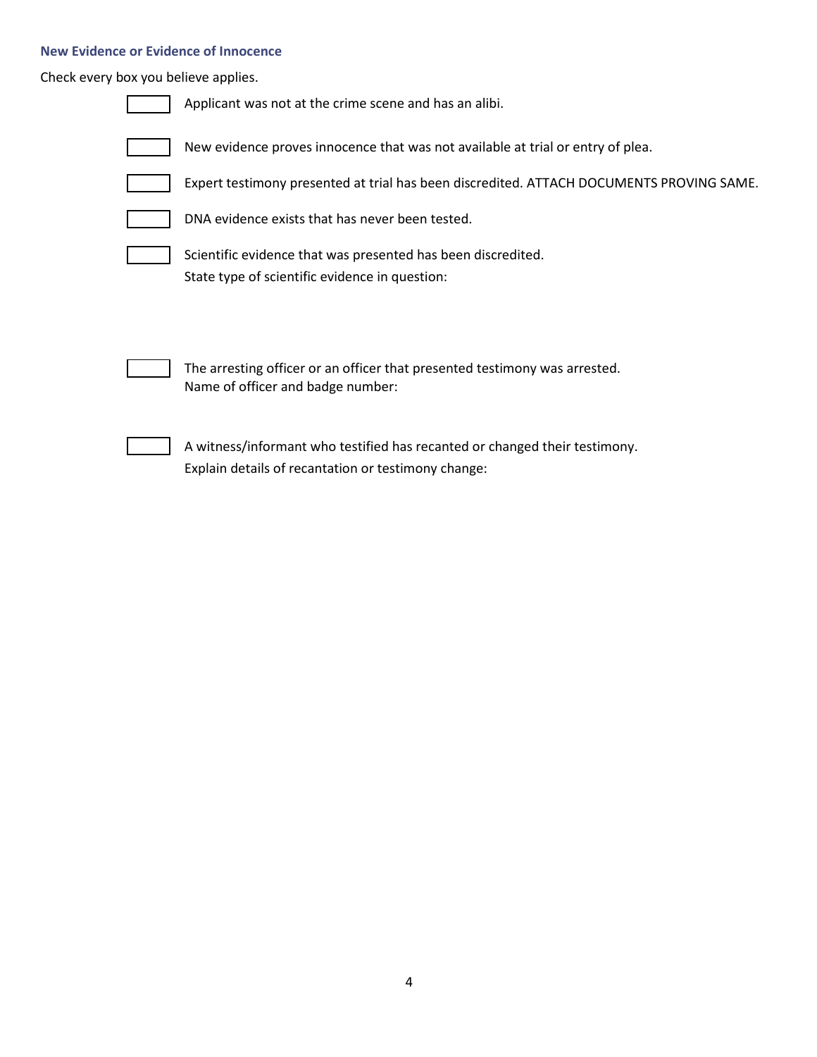### New Evidence or Evidence of Innocence

Check every box you believe applies.

- [ ] Applicant was not at the crime scene and has an alibi.

- [ ] New evidence proves innocence that was not available at trial or entry of plea.

- [ ] Expert testimony presented at trial has been discredited. ATTACH DOCUMENTS PROVING SAME.

- [ ] DNA evidence exists that has never been tested.

- [ ] Scientific evidence that was presented has been discredited.
  State type of scientific evidence in question:

- [ ] The arresting officer or an officer that presented testimony was arrested.
  Name of officer and badge number:

- [ ] A witness/informant who testified has recanted or changed their testimony.
  Explain details of recantation or testimony change: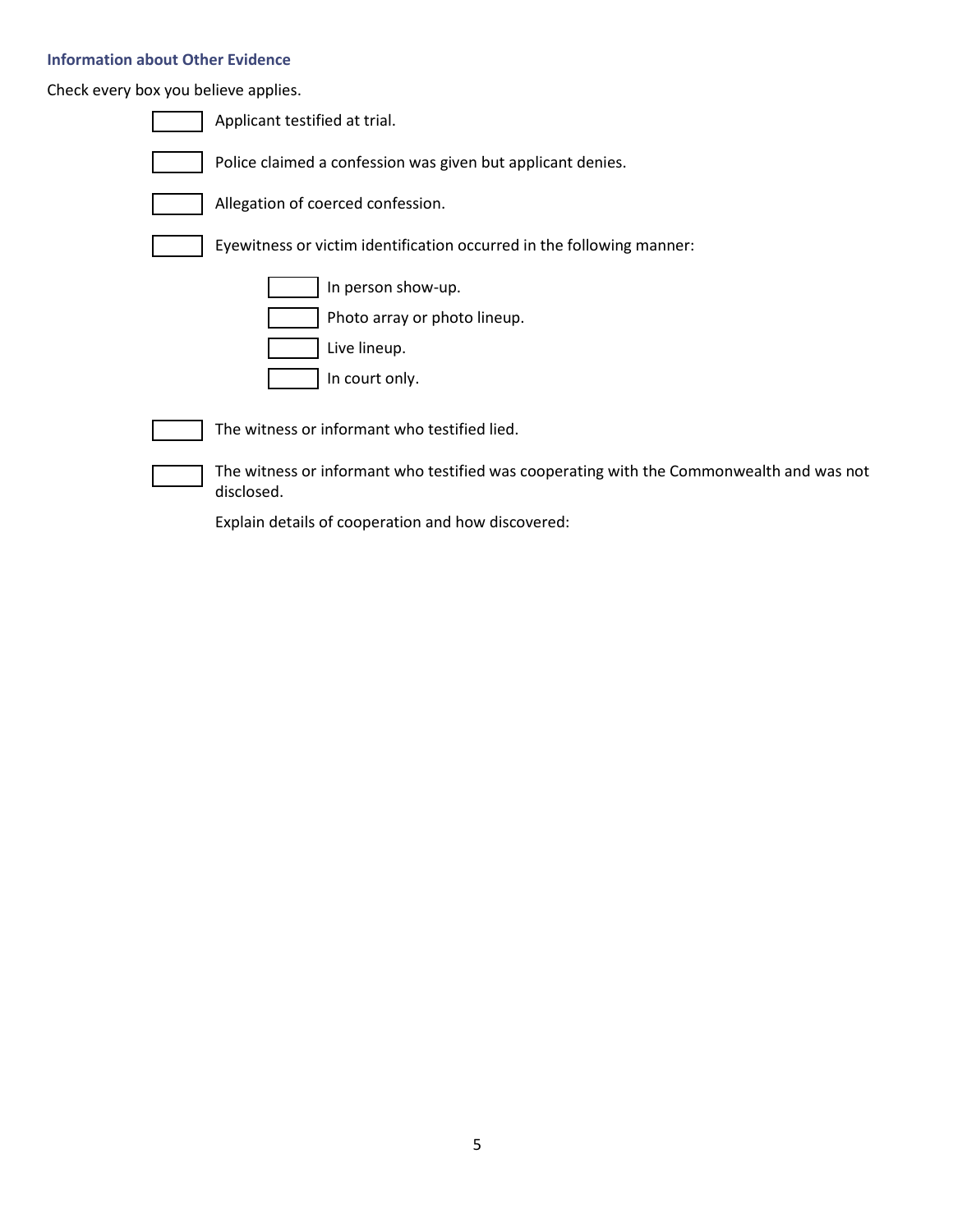### Information about Other Evidence

Check every box you believe applies.

- [ ] Applicant testified at trial.
- [ ] Police claimed a confession was given but applicant denies.
- [ ] Allegation of coerced confession.
- [ ] Eyewitness or victim identification occurred in the following manner:
  - [ ] In person show-up.
  - [ ] Photo array or photo lineup.
  - [ ] Live lineup.
  - [ ] In court only.
- [ ] The witness or informant who testified lied.
- [ ] The witness or informant who testified was cooperating with the Commonwealth and was not disclosed.

  Explain details of cooperation and how discovered: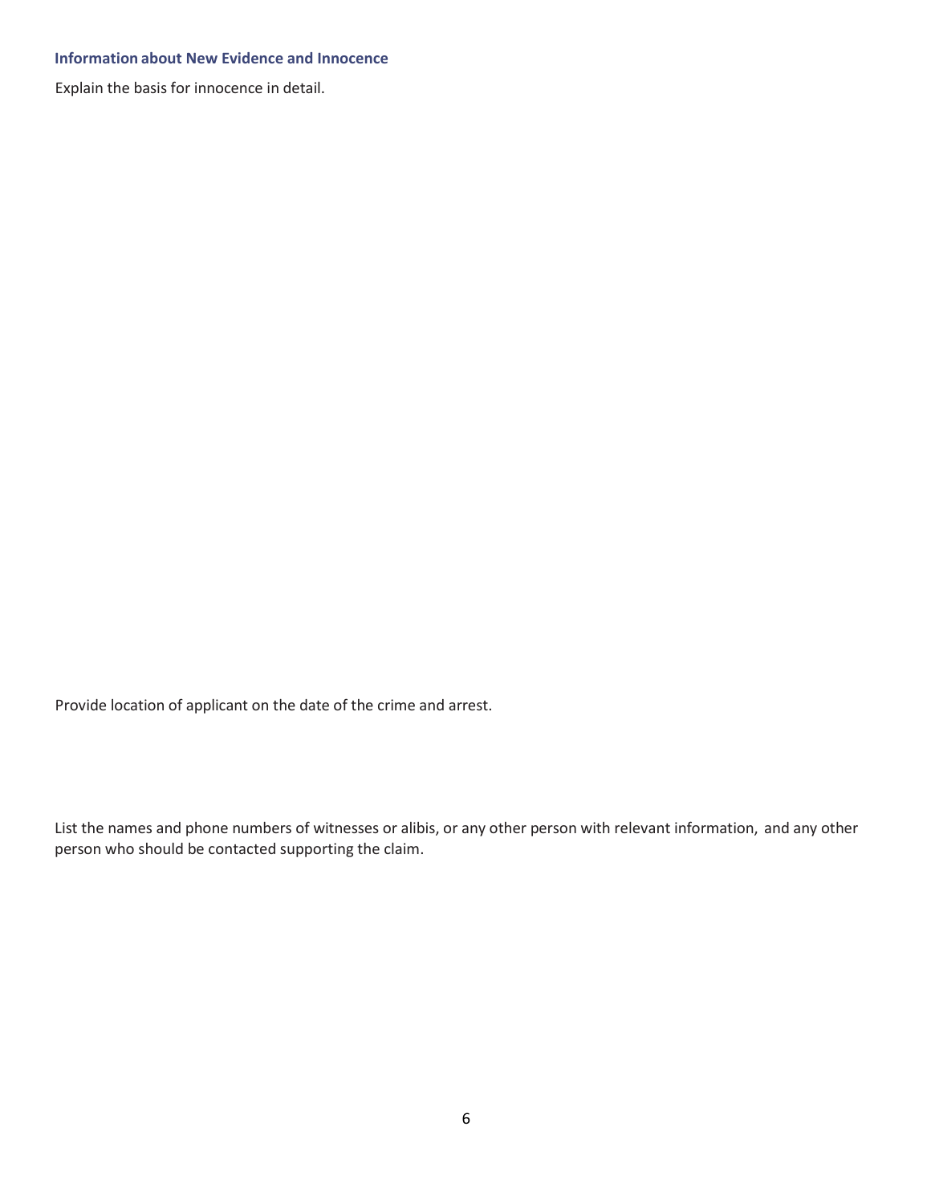### Information about New Evidence and Innocence

Explain the basis for innocence in detail.

Provide location of applicant on the date of the crime and arrest.

List the names and phone numbers of witnesses or alibis, or any other person with relevant information, and any other person who should be contacted supporting the claim.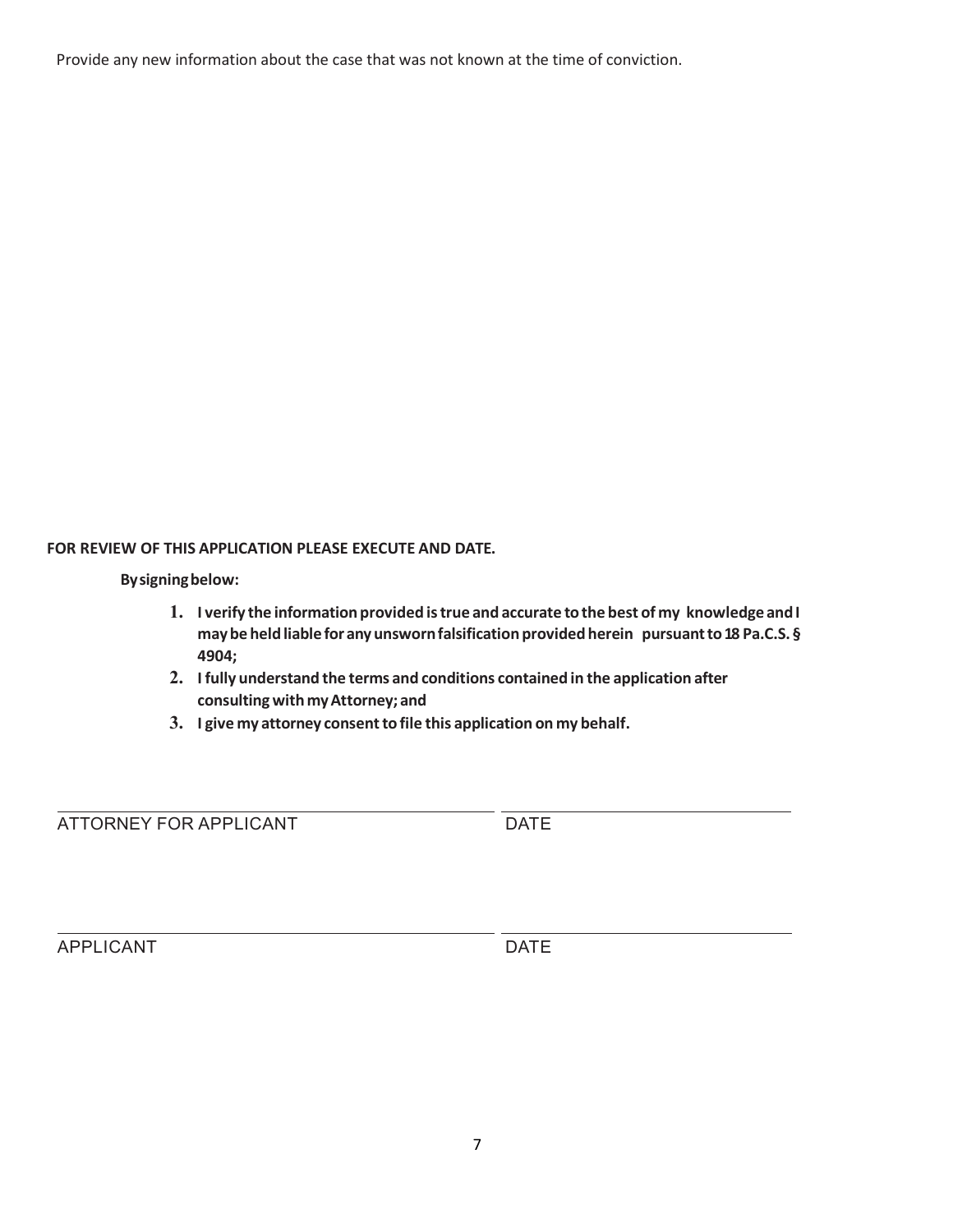Provide any new information about the case that was not known at the time of conviction.

**FOR REVIEW OF THIS APPLICATION PLEASE EXECUTE AND DATE.**

**By signing below:**

1. **I verify the information provided is true and accurate to the best of my knowledge and I may be held liable for any unsworn falsification provided herein pursuant to 18 Pa.C.S. § 4904;**
2. **I fully understand the terms and conditions contained in the application after consulting with my Attorney; and**
3. **I give my attorney consent to file this application on my behalf.**

| | |
|---|---|
| ATTORNEY FOR APPLICANT | DATE |

| | |
|---|---|
| APPLICANT | DATE |